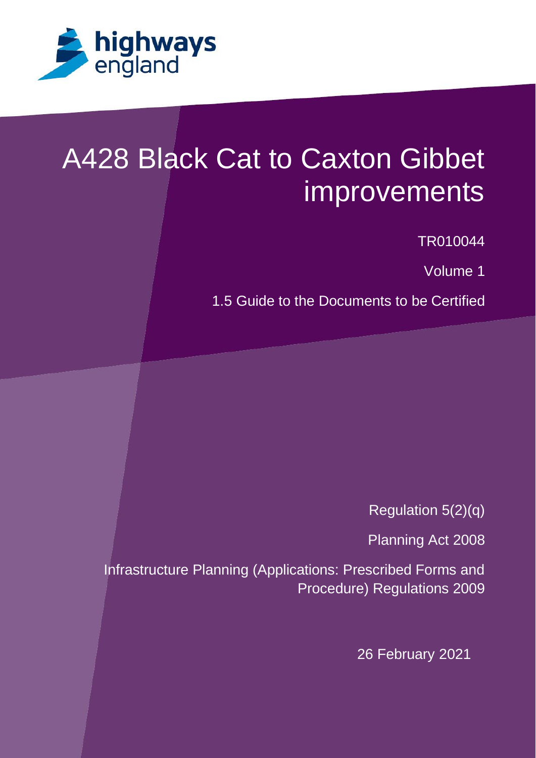highways england

# A428 Black Cat to Caxton Gibbet improvements

TR010044

Volume 1

1.5 Guide to the Documents to be Certified

Regulation 5(2)(q)

Planning Act 2008

Infrastructure Planning (Applications: Prescribed Forms and Procedure) Regulations 2009

26 February 2021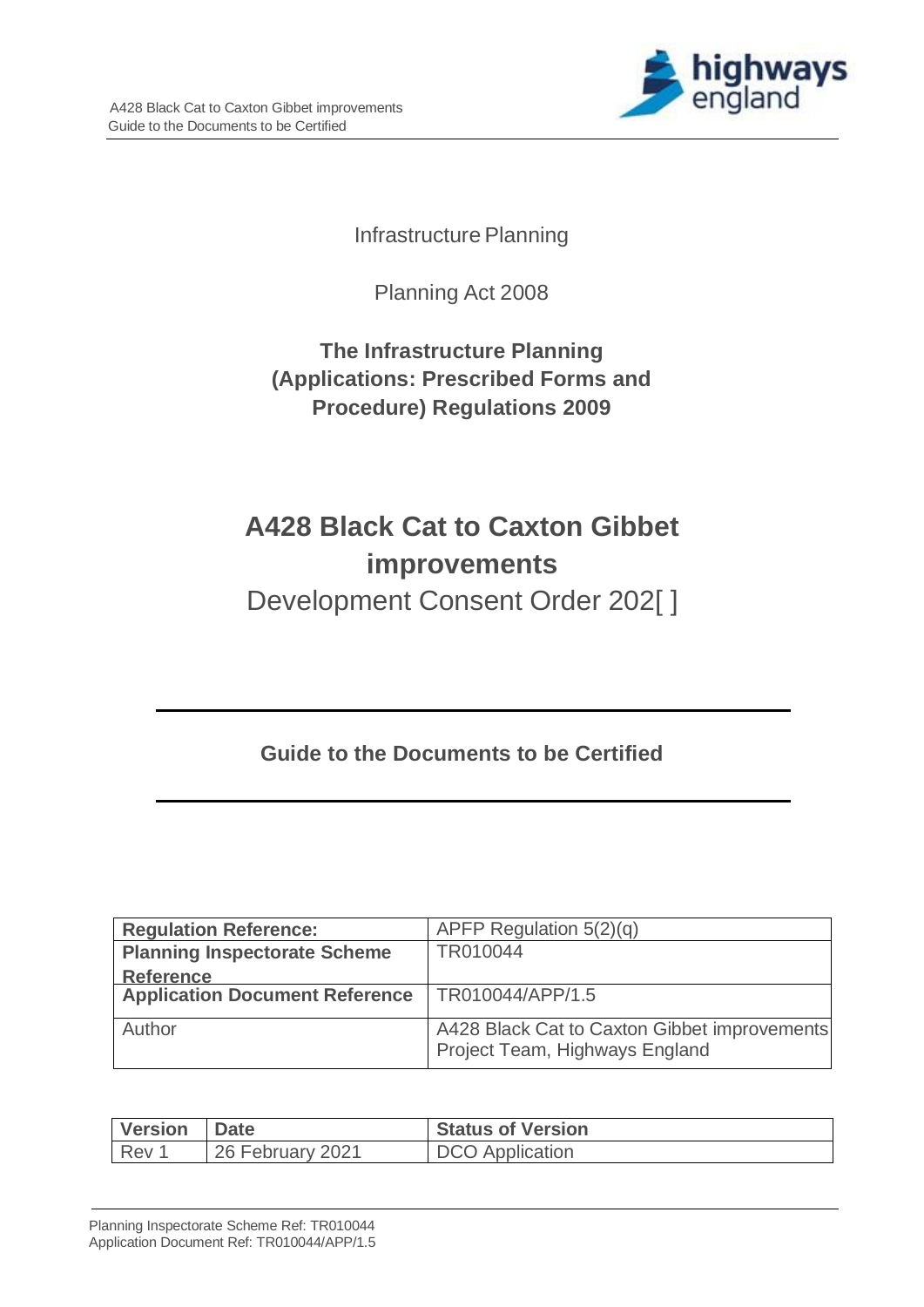Infrastructure Planning

Planning Act 2008

**The Infrastructure Planning (Applications: Prescribed Forms and Procedure) Regulations 2009**

# A428 Black Cat to Caxton Gibbet improvements

Development Consent Order 202[ ]

## Guide to the Documents to be Certified

| | |
|---|---|
| **Regulation Reference:** | APFP Regulation 5(2)(q) |
| **Planning Inspectorate Scheme Reference** | TR010044 |
| **Application Document Reference** | TR010044/APP/1.5 |
| Author | A428 Black Cat to Caxton Gibbet improvements Project Team, Highways England |

| Version | Date | Status of Version |
|---|---|---|
| Rev 1 | 26 February 2021 | DCO Application |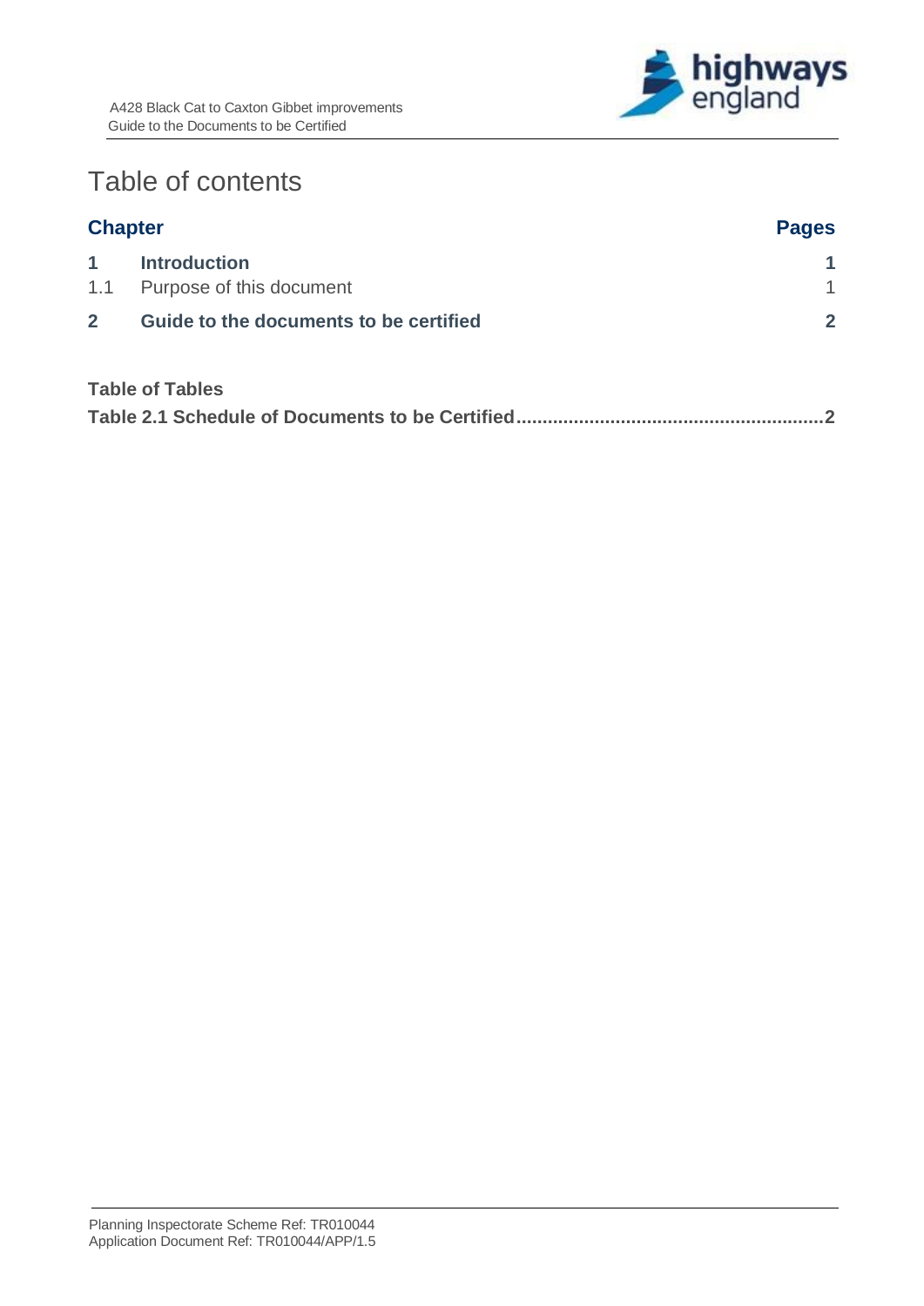# Table of contents

| Chapter | | Pages |
|---|---|---|
| **1** | **Introduction** | **1** |
| 1.1 | Purpose of this document | 1 |
| **2** | **Guide to the documents to be certified** | **2** |

**Table of Tables**

**Table 2.1 Schedule of Documents to be Certified ........................................................2**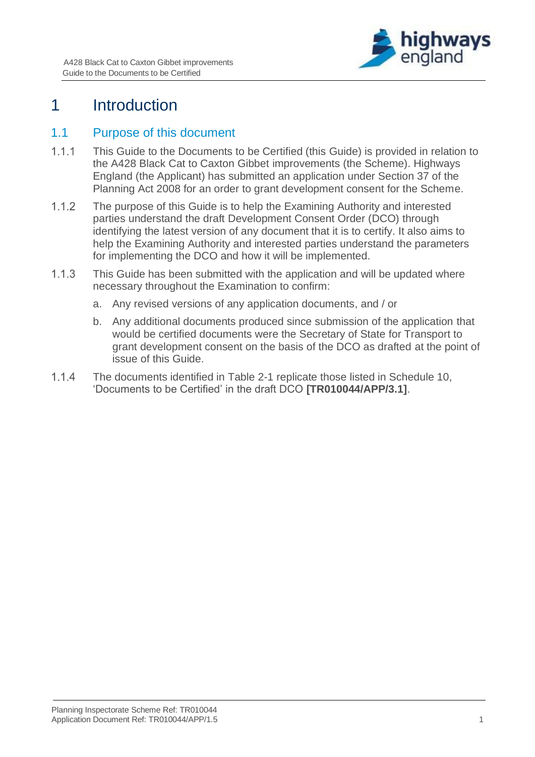# 1 Introduction

## 1.1 Purpose of this document

1.1.1 This Guide to the Documents to be Certified (this Guide) is provided in relation to the A428 Black Cat to Caxton Gibbet improvements (the Scheme). Highways England (the Applicant) has submitted an application under Section 37 of the Planning Act 2008 for an order to grant development consent for the Scheme.

1.1.2 The purpose of this Guide is to help the Examining Authority and interested parties understand the draft Development Consent Order (DCO) through identifying the latest version of any document that it is to certify. It also aims to help the Examining Authority and interested parties understand the parameters for implementing the DCO and how it will be implemented.

1.1.3 This Guide has been submitted with the application and will be updated where necessary throughout the Examination to confirm:

a. Any revised versions of any application documents, and / or

b. Any additional documents produced since submission of the application that would be certified documents were the Secretary of State for Transport to grant development consent on the basis of the DCO as drafted at the point of issue of this Guide.

1.1.4 The documents identified in Table 2-1 replicate those listed in Schedule 10, 'Documents to be Certified' in the draft DCO **[TR010044/APP/3.1]**.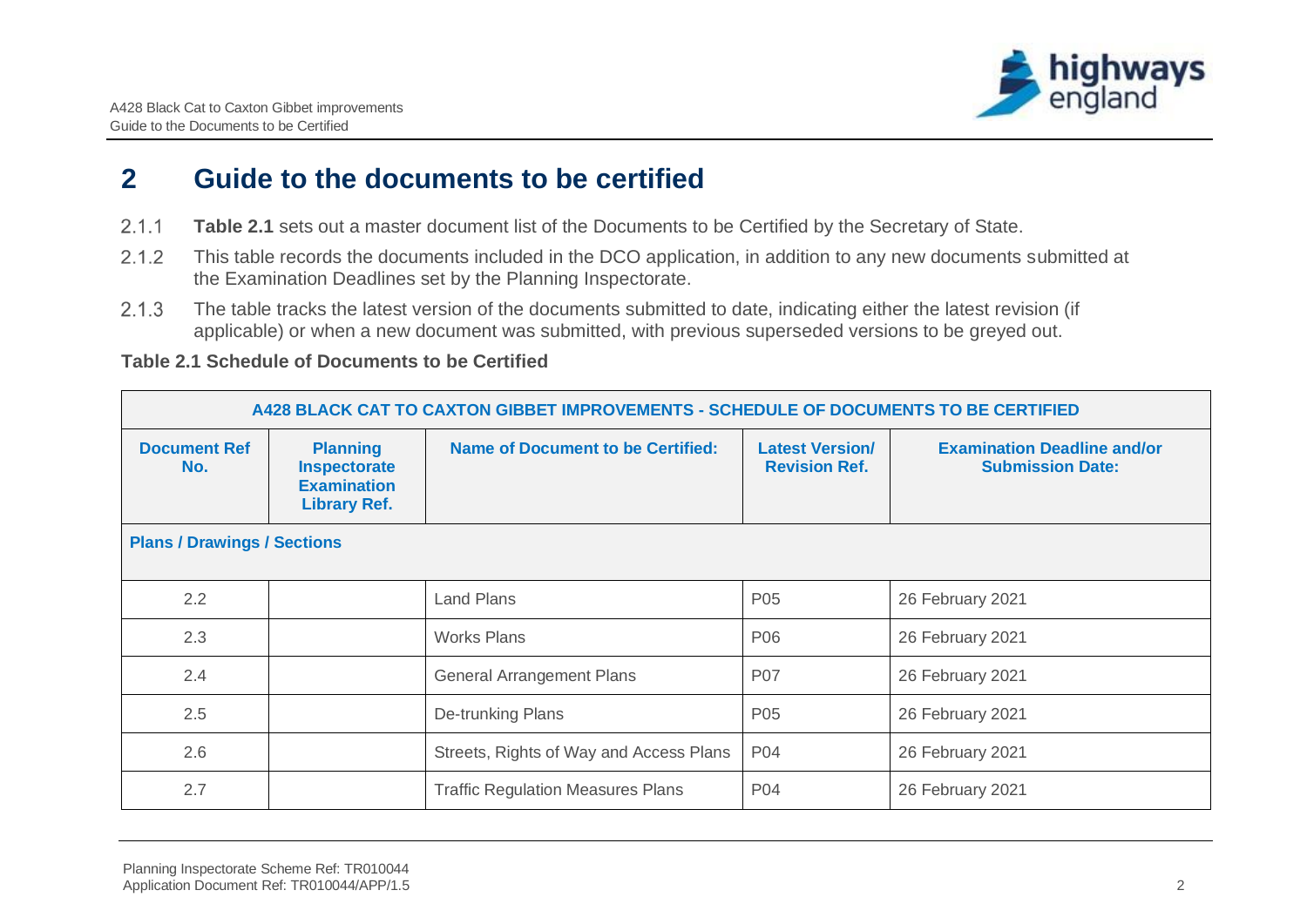## 2 Guide to the documents to be certified

2.1.1 **Table 2.1** sets out a master document list of the Documents to be Certified by the Secretary of State.

2.1.2 This table records the documents included in the DCO application, in addition to any new documents submitted at the Examination Deadlines set by the Planning Inspectorate.

2.1.3 The table tracks the latest version of the documents submitted to date, indicating either the latest revision (if applicable) or when a new document was submitted, with previous superseded versions to be greyed out.

**Table 2.1 Schedule of Documents to be Certified**

| A428 BLACK CAT TO CAXTON GIBBET IMPROVEMENTS - SCHEDULE OF DOCUMENTS TO BE CERTIFIED | | | | |
|---|---|---|---|---|
| **Document Ref No.** | **Planning Inspectorate Examination Library Ref.** | **Name of Document to be Certified:** | **Latest Version/ Revision Ref.** | **Examination Deadline and/or Submission Date:** |
| **Plans / Drawings / Sections** | | | | |
| 2.2 | | Land Plans | P05 | 26 February 2021 |
| 2.3 | | Works Plans | P06 | 26 February 2021 |
| 2.4 | | General Arrangement Plans | P07 | 26 February 2021 |
| 2.5 | | De-trunking Plans | P05 | 26 February 2021 |
| 2.6 | | Streets, Rights of Way and Access Plans | P04 | 26 February 2021 |
| 2.7 | | Traffic Regulation Measures Plans | P04 | 26 February 2021 |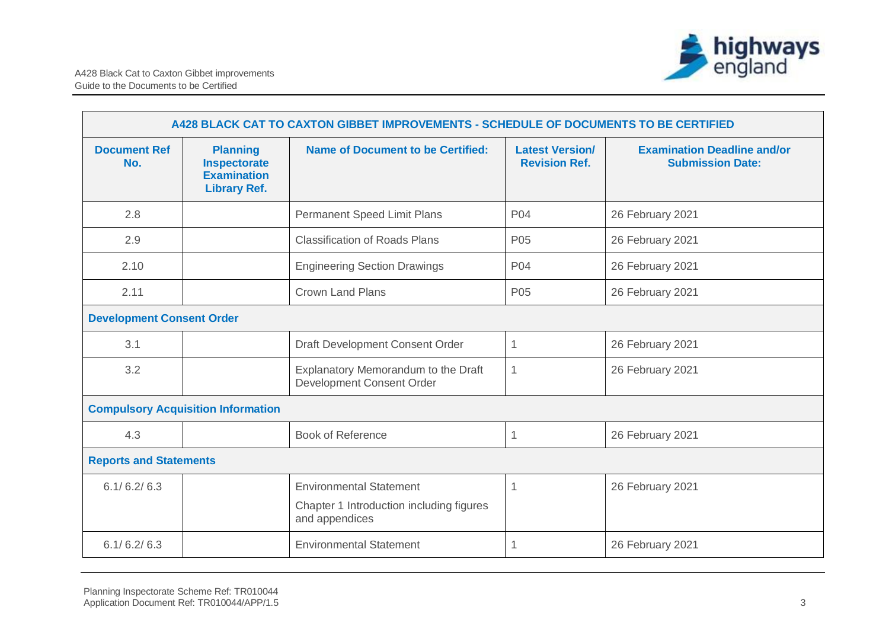| A428 BLACK CAT TO CAXTON GIBBET IMPROVEMENTS - SCHEDULE OF DOCUMENTS TO BE CERTIFIED | | | | |
|---|---|---|---|---|
| **Document Ref No.** | **Planning Inspectorate Examination Library Ref.** | **Name of Document to be Certified:** | **Latest Version/ Revision Ref.** | **Examination Deadline and/or Submission Date:** |
| 2.8 | | Permanent Speed Limit Plans | P04 | 26 February 2021 |
| 2.9 | | Classification of Roads Plans | P05 | 26 February 2021 |
| 2.10 | | Engineering Section Drawings | P04 | 26 February 2021 |
| 2.11 | | Crown Land Plans | P05 | 26 February 2021 |
| **Development Consent Order** | | | | |
| 3.1 | | Draft Development Consent Order | 1 | 26 February 2021 |
| 3.2 | | Explanatory Memorandum to the Draft Development Consent Order | 1 | 26 February 2021 |
| **Compulsory Acquisition Information** | | | | |
| 4.3 | | Book of Reference | 1 | 26 February 2021 |
| **Reports and Statements** | | | | |
| 6.1/ 6.2/ 6.3 | | Environmental Statement<br>Chapter 1 Introduction including figures and appendices | 1 | 26 February 2021 |
| 6.1/ 6.2/ 6.3 | | Environmental Statement | 1 | 26 February 2021 |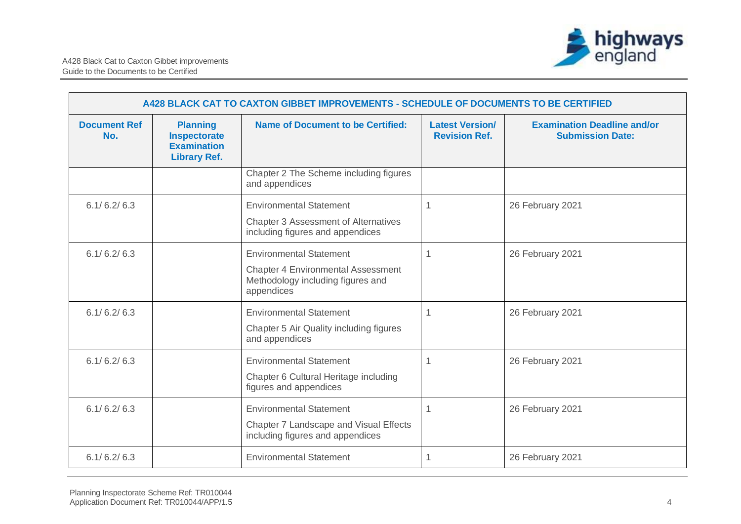| A428 BLACK CAT TO CAXTON GIBBET IMPROVEMENTS - SCHEDULE OF DOCUMENTS TO BE CERTIFIED | | | | |
|---|---|---|---|---|
| **Document Ref No.** | **Planning Inspectorate Examination Library Ref.** | **Name of Document to be Certified:** | **Latest Version/ Revision Ref.** | **Examination Deadline and/or Submission Date:** |
| | | Chapter 2 The Scheme including figures and appendices | | |
| 6.1/ 6.2/ 6.3 | | Environmental Statement<br><br>Chapter 3 Assessment of Alternatives including figures and appendices | 1 | 26 February 2021 |
| 6.1/ 6.2/ 6.3 | | Environmental Statement<br><br>Chapter 4 Environmental Assessment Methodology including figures and appendices | 1 | 26 February 2021 |
| 6.1/ 6.2/ 6.3 | | Environmental Statement<br><br>Chapter 5 Air Quality including figures and appendices | 1 | 26 February 2021 |
| 6.1/ 6.2/ 6.3 | | Environmental Statement<br><br>Chapter 6 Cultural Heritage including figures and appendices | 1 | 26 February 2021 |
| 6.1/ 6.2/ 6.3 | | Environmental Statement<br><br>Chapter 7 Landscape and Visual Effects including figures and appendices | 1 | 26 February 2021 |
| 6.1/ 6.2/ 6.3 | | Environmental Statement | 1 | 26 February 2021 |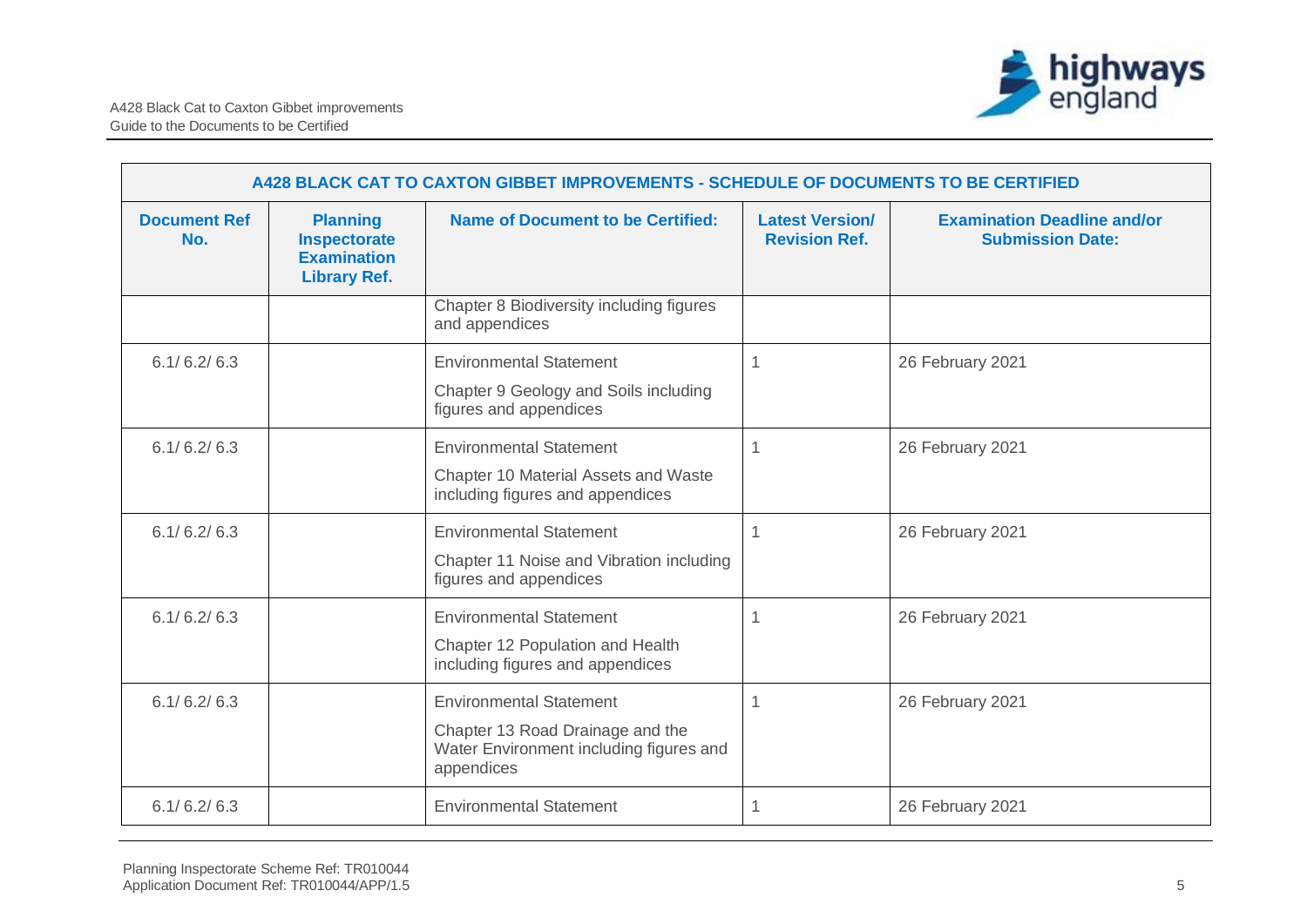| A428 BLACK CAT TO CAXTON GIBBET IMPROVEMENTS - SCHEDULE OF DOCUMENTS TO BE CERTIFIED | | | | |
|---|---|---|---|---|
| **Document Ref No.** | **Planning Inspectorate Examination Library Ref.** | **Name of Document to be Certified:** | **Latest Version/ Revision Ref.** | **Examination Deadline and/or Submission Date:** |
| | | Chapter 8 Biodiversity including figures and appendices | | |
| 6.1/ 6.2/ 6.3 | | Environmental Statement<br><br>Chapter 9 Geology and Soils including figures and appendices | 1 | 26 February 2021 |
| 6.1/ 6.2/ 6.3 | | Environmental Statement<br><br>Chapter 10 Material Assets and Waste including figures and appendices | 1 | 26 February 2021 |
| 6.1/ 6.2/ 6.3 | | Environmental Statement<br><br>Chapter 11 Noise and Vibration including figures and appendices | 1 | 26 February 2021 |
| 6.1/ 6.2/ 6.3 | | Environmental Statement<br><br>Chapter 12 Population and Health including figures and appendices | 1 | 26 February 2021 |
| 6.1/ 6.2/ 6.3 | | Environmental Statement<br><br>Chapter 13 Road Drainage and the Water Environment including figures and appendices | 1 | 26 February 2021 |
| 6.1/ 6.2/ 6.3 | | Environmental Statement | 1 | 26 February 2021 |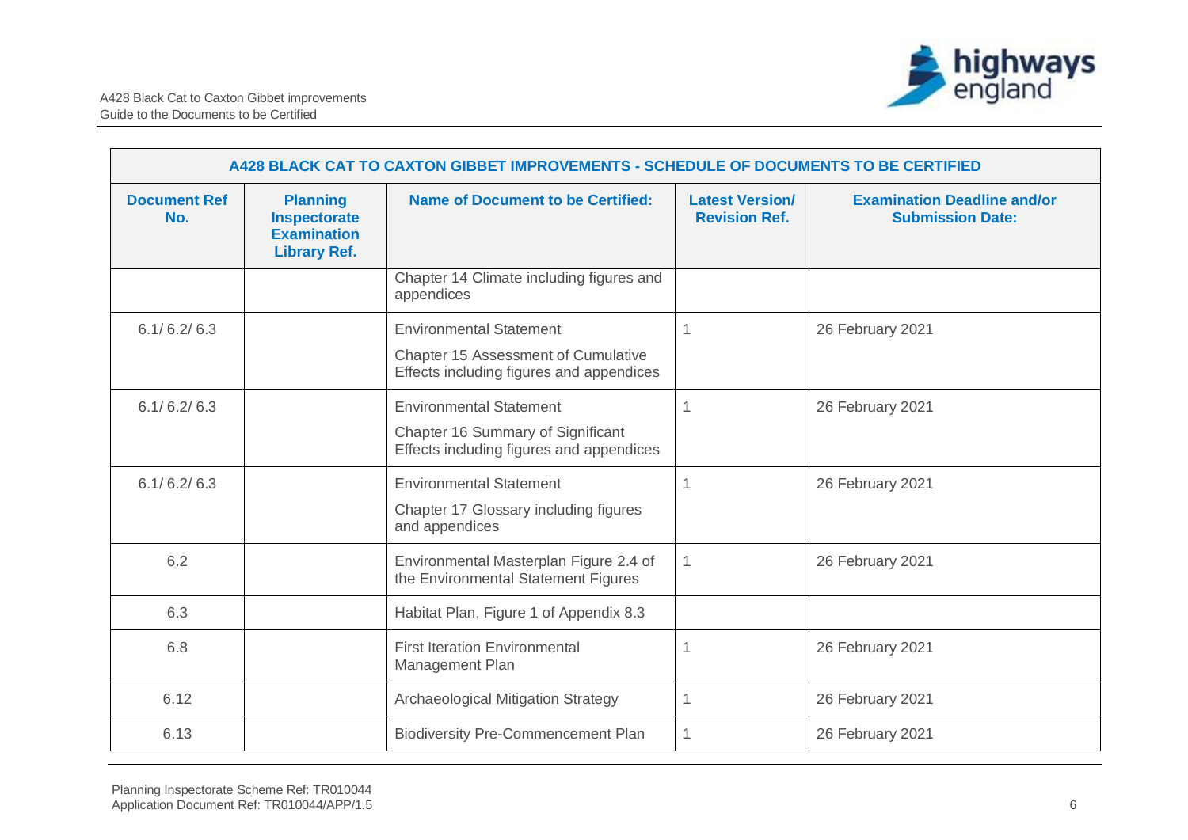| A428 BLACK CAT TO CAXTON GIBBET IMPROVEMENTS - SCHEDULE OF DOCUMENTS TO BE CERTIFIED | | | | |
|---|---|---|---|---|
| **Document Ref No.** | **Planning Inspectorate Examination Library Ref.** | **Name of Document to be Certified:** | **Latest Version/ Revision Ref.** | **Examination Deadline and/or Submission Date:** |
| | | Chapter 14 Climate including figures and appendices | | |
| 6.1/ 6.2/ 6.3 | | Environmental Statement<br><br>Chapter 15 Assessment of Cumulative Effects including figures and appendices | 1 | 26 February 2021 |
| 6.1/ 6.2/ 6.3 | | Environmental Statement<br><br>Chapter 16 Summary of Significant Effects including figures and appendices | 1 | 26 February 2021 |
| 6.1/ 6.2/ 6.3 | | Environmental Statement<br><br>Chapter 17 Glossary including figures and appendices | 1 | 26 February 2021 |
| 6.2 | | Environmental Masterplan Figure 2.4 of the Environmental Statement Figures | 1 | 26 February 2021 |
| 6.3 | | Habitat Plan, Figure 1 of Appendix 8.3 | | |
| 6.8 | | First Iteration Environmental Management Plan | 1 | 26 February 2021 |
| 6.12 | | Archaeological Mitigation Strategy | 1 | 26 February 2021 |
| 6.13 | | Biodiversity Pre-Commencement Plan | 1 | 26 February 2021 |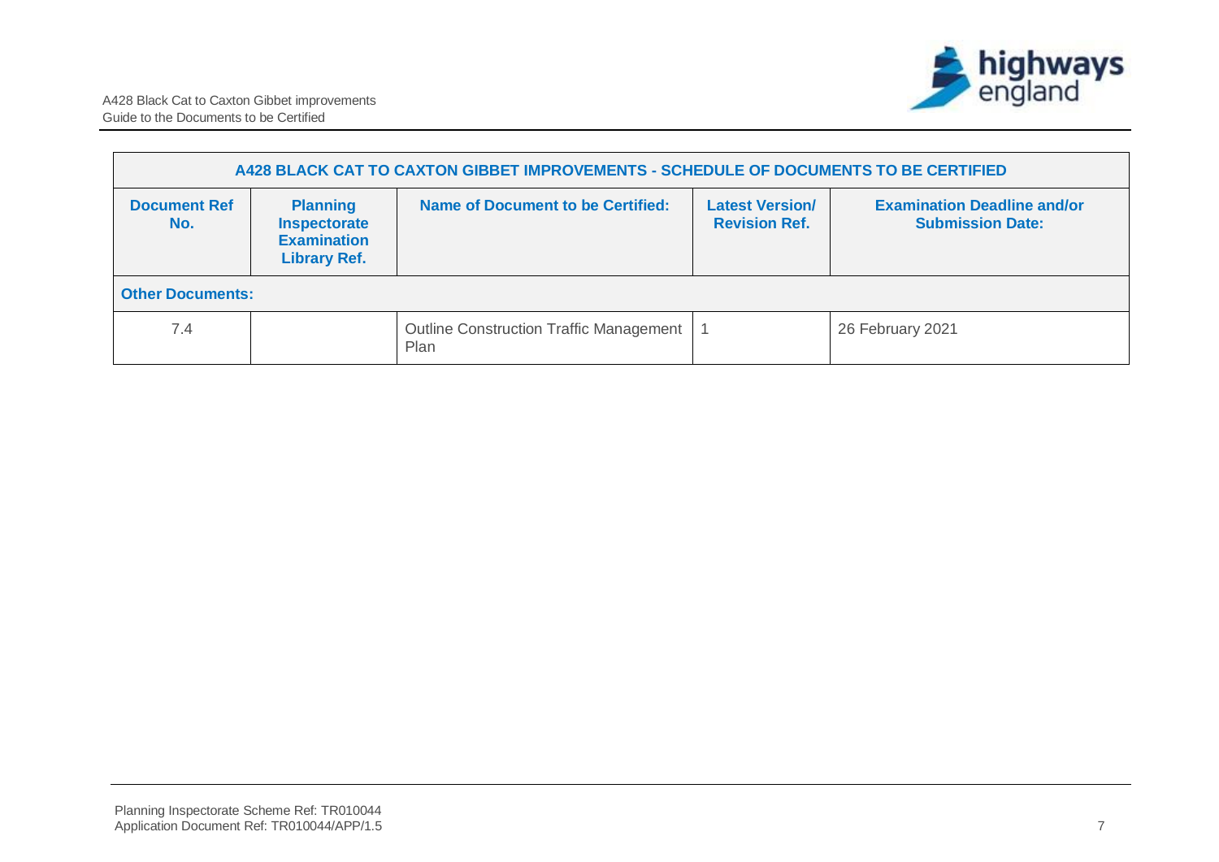| A428 BLACK CAT TO CAXTON GIBBET IMPROVEMENTS - SCHEDULE OF DOCUMENTS TO BE CERTIFIED | | | | |
|---|---|---|---|---|
| **Document Ref No.** | **Planning Inspectorate Examination Library Ref.** | **Name of Document to be Certified:** | **Latest Version/ Revision Ref.** | **Examination Deadline and/or Submission Date:** |
| **Other Documents:** | | | | |
| 7.4 | | Outline Construction Traffic Management Plan | 1 | 26 February 2021 |